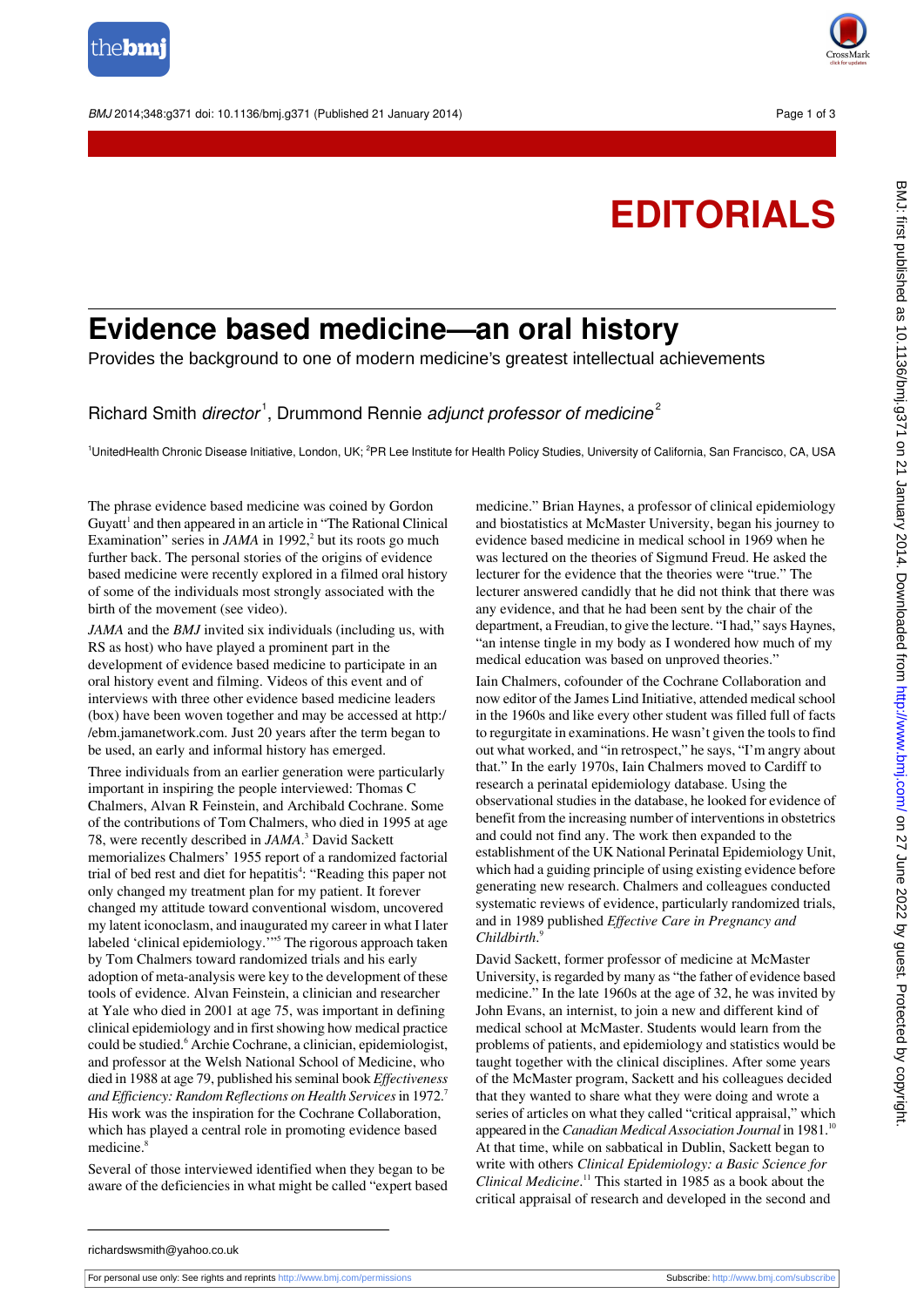# EDITORIALS

## Evidence based medicine—an oral history

Provides the background to one of modern medicine's greatest intellectual achievements

Richard Smith *director*[1], Drummond Rennie *adjunct professor of medicine*[2]

[1]UnitedHealth Chronic Disease Initiative, London, UK; [2]PR Lee Institute for Health Policy Studies, University of California, San Francisco, CA, USA

The phrase evidence based medicine was coined by Gordon Guyatt[1] and then appeared in an article in "The Rational Clinical Examination" series in *JAMA* in 1992,[2] but its roots go much further back. The personal stories of the origins of evidence based medicine were recently explored in a filmed oral history of some of the individuals most strongly associated with the birth of the movement (see video).

*JAMA* and the *BMJ* invited six individuals (including us, with RS as host) who have played a prominent part in the development of evidence based medicine to participate in an oral history event and filming. Videos of this event and of interviews with three other evidence based medicine leaders (box) have been woven together and may be accessed at http://ebm.jamanetwork.com. Just 20 years after the term began to be used, an early and informal history has emerged.

Three individuals from an earlier generation were particularly important in inspiring the people interviewed: Thomas C Chalmers, Alvan R Feinstein, and Archibald Cochrane. Some of the contributions of Tom Chalmers, who died in 1995 at age 78, were recently described in *JAMA*.[3] David Sackett memorializes Chalmers' 1955 report of a randomized factorial trial of bed rest and diet for hepatitis[4]: "Reading this paper not only changed my treatment plan for my patient. It forever changed my attitude toward conventional wisdom, uncovered my latent iconoclasm, and inaugurated my career in what I later labeled 'clinical epidemiology.'"[5] The rigorous approach taken by Tom Chalmers toward randomized trials and his early adoption of meta-analysis were key to the development of these tools of evidence. Alvan Feinstein, a clinician and researcher at Yale who died in 2001 at age 75, was important in defining clinical epidemiology and in first showing how medical practice could be studied.[6] Archie Cochrane, a clinician, epidemiologist, and professor at the Welsh National School of Medicine, who died in 1988 at age 79, published his seminal book *Effectiveness and Efficiency: Random Reflections on Health Services* in 1972.[7] His work was the inspiration for the Cochrane Collaboration, which has played a central role in promoting evidence based medicine.[8]

Several of those interviewed identified when they began to be aware of the deficiencies in what might be called "expert based medicine." Brian Haynes, a professor of clinical epidemiology and biostatistics at McMaster University, began his journey to evidence based medicine in medical school in 1969 when he was lectured on the theories of Sigmund Freud. He asked the lecturer for the evidence that the theories were "true." The lecturer answered candidly that he did not think that there was any evidence, and that he had been sent by the chair of the department, a Freudian, to give the lecture. "I had," says Haynes, "an intense tingle in my body as I wondered how much of my medical education was based on unproved theories."

Iain Chalmers, cofounder of the Cochrane Collaboration and now editor of the James Lind Initiative, attended medical school in the 1960s and like every other student was filled full of facts to regurgitate in examinations. He wasn't given the tools to find out what worked, and "in retrospect," he says, "I'm angry about that." In the early 1970s, Iain Chalmers moved to Cardiff to research a perinatal epidemiology database. Using the observational studies in the database, he looked for evidence of benefit from the increasing number of interventions in obstetrics and could not find any. The work then expanded to the establishment of the UK National Perinatal Epidemiology Unit, which had a guiding principle of using existing evidence before generating new research. Chalmers and colleagues conducted systematic reviews of evidence, particularly randomized trials, and in 1989 published *Effective Care in Pregnancy and Childbirth*.[9]

David Sackett, former professor of medicine at McMaster University, is regarded by many as "the father of evidence based medicine." In the late 1960s at the age of 32, he was invited by John Evans, an internist, to join a new and different kind of medical school at McMaster. Students would learn from the problems of patients, and epidemiology and statistics would be taught together with the clinical disciplines. After some years of the McMaster program, Sackett and his colleagues decided that they wanted to share what they were doing and wrote a series of articles on what they called "critical appraisal," which appeared in the *Canadian Medical Association Journal* in 1981.[10] At that time, while on sabbatical in Dublin, Sackett began to write with others *Clinical Epidemiology: a Basic Science for Clinical Medicine*.[11] This started in 1985 as a book about the critical appraisal of research and developed in the second and

richardswsmith@yahoo.co.uk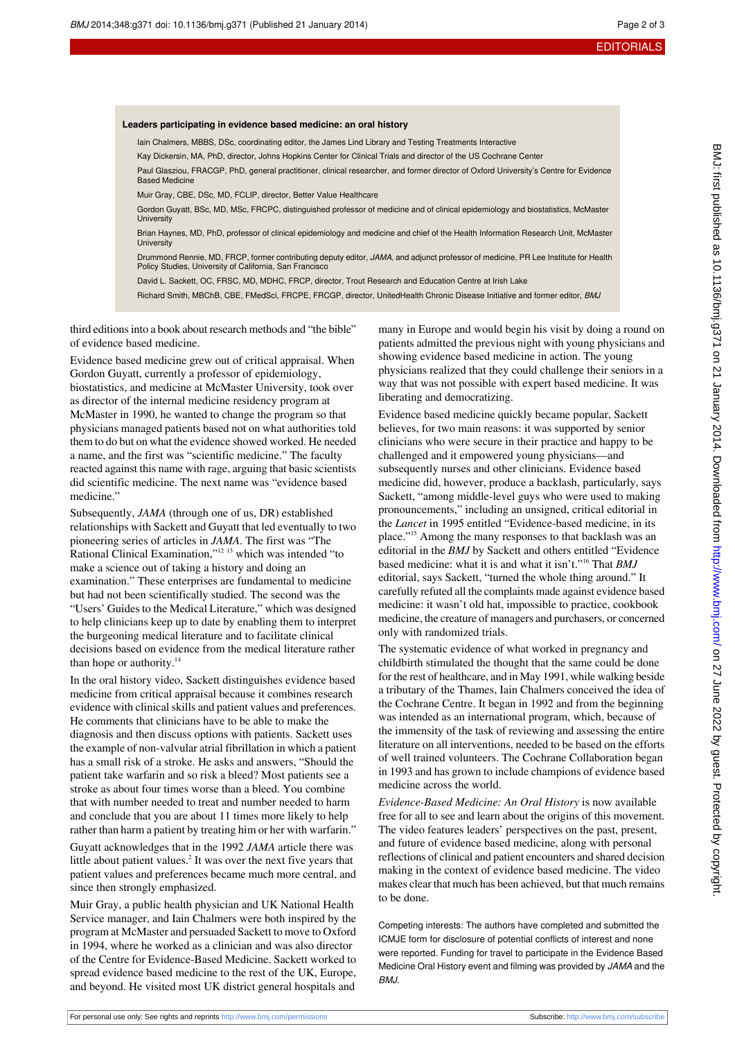**Leaders participating in evidence based medicine: an oral history**

Iain Chalmers, MBBS, DSc, coordinating editor, the James Lind Library and Testing Treatments Interactive

Kay Dickersin, MA, PhD, director, Johns Hopkins Center for Clinical Trials and director of the US Cochrane Center

Paul Glasziou, FRACGP, PhD, general practitioner, clinical researcher, and former director of Oxford University's Centre for Evidence Based Medicine

Muir Gray, CBE, DSc, MD, FCLIP, director, Better Value Healthcare

Gordon Guyatt, BSc, MD, MSc, FRCPC, distinguished professor of medicine and of clinical epidemiology and biostatistics, McMaster University

Brian Haynes, MD, PhD, professor of clinical epidemiology and medicine and chief of the Health Information Research Unit, McMaster University

Drummond Rennie, MD, FRCP, former contributing deputy editor, *JAMA*, and adjunct professor of medicine, PR Lee Institute for Health Policy Studies, University of California, San Francisco

David L. Sackett, OC, FRSC, MD, MDHC, FRCP, director, Trout Research and Education Centre at Irish Lake

Richard Smith, MBChB, CBE, FMedSci, FRCPE, FRCGP, director, UnitedHealth Chronic Disease Initiative and former editor, *BMJ*

third editions into a book about research methods and "the bible" of evidence based medicine.

Evidence based medicine grew out of critical appraisal. When Gordon Guyatt, currently a professor of epidemiology, biostatistics, and medicine at McMaster University, took over as director of the internal medicine residency program at McMaster in 1990, he wanted to change the program so that physicians managed patients based not on what authorities told them to do but on what the evidence showed worked. He needed a name, and the first was "scientific medicine." The faculty reacted against this name with rage, arguing that basic scientists did scientific medicine. The next name was "evidence based medicine."

Subsequently, *JAMA* (through one of us, DR) established relationships with Sackett and Guyatt that led eventually to two pioneering series of articles in *JAMA*. The first was "The Rational Clinical Examination,"[12 13] which was intended "to make a science out of taking a history and doing an examination." These enterprises are fundamental to medicine but had not been scientifically studied. The second was the "Users' Guides to the Medical Literature," which was designed to help clinicians keep up to date by enabling them to interpret the burgeoning medical literature and to facilitate clinical decisions based on evidence from the medical literature rather than hope or authority.[14]

In the oral history video, Sackett distinguishes evidence based medicine from critical appraisal because it combines research evidence with clinical skills and patient values and preferences. He comments that clinicians have to be able to make the diagnosis and then discuss options with patients. Sackett uses the example of non-valvular atrial fibrillation in which a patient has a small risk of a stroke. He asks and answers, "Should the patient take warfarin and so risk a bleed? Most patients see a stroke as about four times worse than a bleed. You combine that with number needed to treat and number needed to harm and conclude that you are about 11 times more likely to help rather than harm a patient by treating him or her with warfarin."

Guyatt acknowledges that in the 1992 *JAMA* article there was little about patient values.[2] It was over the next five years that patient values and preferences became much more central, and since then strongly emphasized.

Muir Gray, a public health physician and UK National Health Service manager, and Iain Chalmers were both inspired by the program at McMaster and persuaded Sackett to move to Oxford in 1994, where he worked as a clinician and was also director of the Centre for Evidence-Based Medicine. Sackett worked to spread evidence based medicine to the rest of the UK, Europe, and beyond. He visited most UK district general hospitals and many in Europe and would begin his visit by doing a round on patients admitted the previous night with young physicians and showing evidence based medicine in action. The young physicians realized that they could challenge their seniors in a way that was not possible with expert based medicine. It was liberating and democratizing.

Evidence based medicine quickly became popular, Sackett believes, for two main reasons: it was supported by senior clinicians who were secure in their practice and happy to be challenged and it empowered young physicians—and subsequently nurses and other clinicians. Evidence based medicine did, however, produce a backlash, particularly, says Sackett, "among middle-level guys who were used to making pronouncements," including an unsigned, critical editorial in the *Lancet* in 1995 entitled "Evidence-based medicine, in its place."[15] Among the many responses to that backlash was an editorial in the *BMJ* by Sackett and others entitled "Evidence based medicine: what it is and what it isn't."[16] That *BMJ* editorial, says Sackett, "turned the whole thing around." It carefully refuted all the complaints made against evidence based medicine: it wasn't old hat, impossible to practice, cookbook medicine, the creature of managers and purchasers, or concerned only with randomized trials.

The systematic evidence of what worked in pregnancy and childbirth stimulated the thought that the same could be done for the rest of healthcare, and in May 1991, while walking beside a tributary of the Thames, Iain Chalmers conceived the idea of the Cochrane Centre. It began in 1992 and from the beginning was intended as an international program, which, because of the immensity of the task of reviewing and assessing the entire literature on all interventions, needed to be based on the efforts of well trained volunteers. The Cochrane Collaboration began in 1993 and has grown to include champions of evidence based medicine across the world.

*Evidence-Based Medicine: An Oral History* is now available free for all to see and learn about the origins of this movement. The video features leaders' perspectives on the past, present, and future of evidence based medicine, along with personal reflections of clinical and patient encounters and shared decision making in the context of evidence based medicine. The video makes clear that much has been achieved, but that much remains to be done.

Competing interests: The authors have completed and submitted the ICMJE form for disclosure of potential conflicts of interest and none were reported. Funding for travel to participate in the Evidence Based Medicine Oral History event and filming was provided by *JAMA* and the *BMJ*.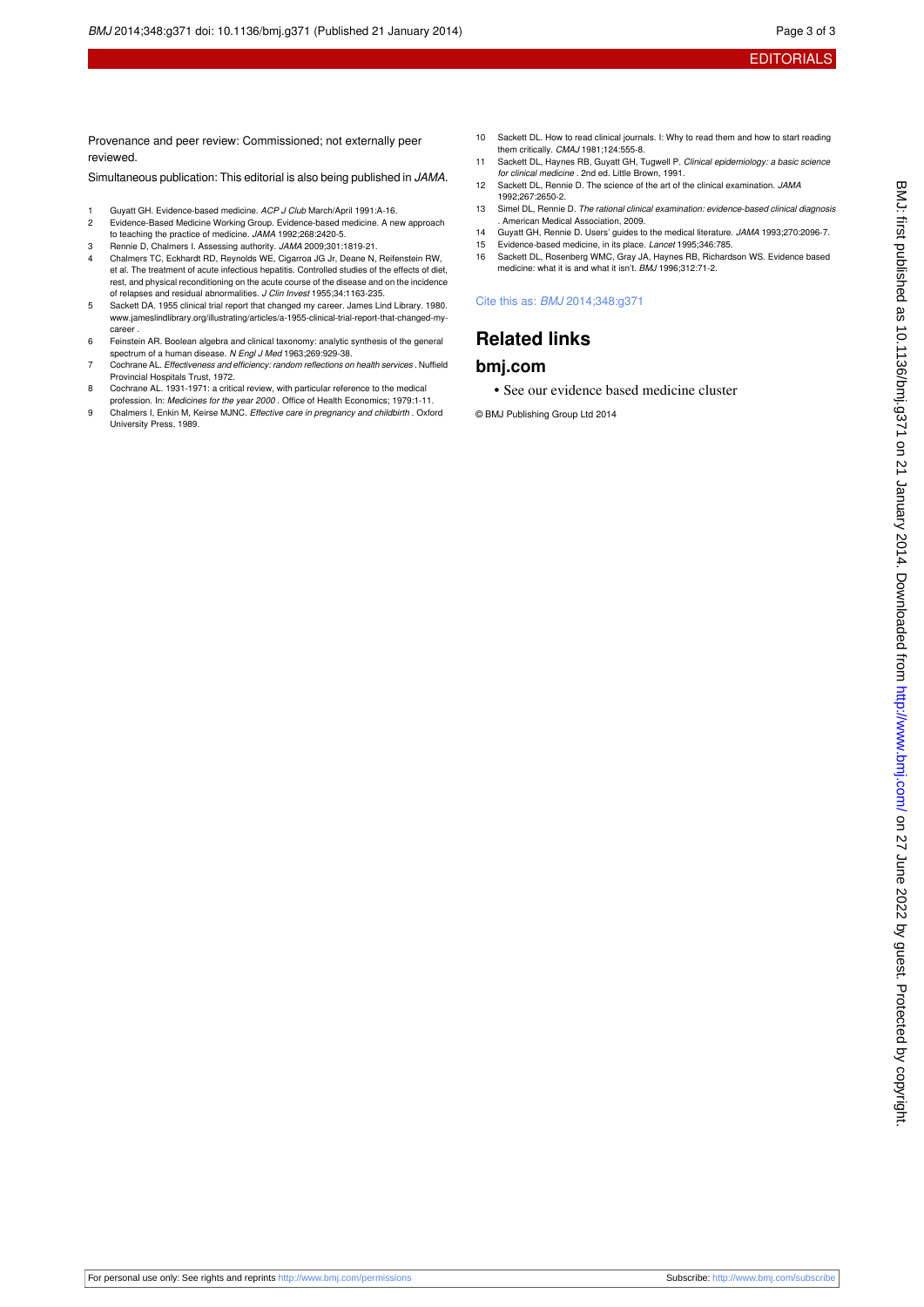Provenance and peer review: Commissioned; not externally peer reviewed.

Simultaneous publication: This editorial is also being published in *JAMA*.

1. Guyatt GH. Evidence-based medicine. *ACP J Club* March/April 1991:A-16.
2. Evidence-Based Medicine Working Group. Evidence-based medicine. A new approach to teaching the practice of medicine. *JAMA* 1992;268:2420-5.
3. Rennie D, Chalmers I. Assessing authority. *JAMA* 2009;301:1819-21.
4. Chalmers TC, Eckhardt RD, Reynolds WE, Cigarroa JG Jr, Deane N, Reifenstein RW, et al. The treatment of acute infectious hepatitis. Controlled studies of the effects of diet, rest, and physical reconditioning on the acute course of the disease and on the incidence of relapses and residual abnormalities. *J Clin Invest* 1955;34:1163-235.
5. Sackett DA. 1955 clinical trial report that changed my career. James Lind Library. 1980. www.jameslindlibrary.org/illustrating/articles/a-1955-clinical-trial-report-that-changed-my-career .
6. Feinstein AR. Boolean algebra and clinical taxonomy: analytic synthesis of the general spectrum of a human disease. *N Engl J Med* 1963;269:929-38.
7. Cochrane AL. *Effectiveness and efficiency: random reflections on health services* . Nuffield Provincial Hospitals Trust, 1972.
8. Cochrane AL. 1931-1971: a critical review, with particular reference to the medical profession. In: *Medicines for the year 2000* . Office of Health Economics; 1979:1-11.
9. Chalmers I, Enkin M, Keirse MJNC. *Effective care in pregnancy and childbirth* . Oxford University Press, 1989.
10. Sackett DL. How to read clinical journals. I: Why to read them and how to start reading them critically. *CMAJ* 1981;124:555-8.
11. Sackett DL, Haynes RB, Guyatt GH, Tugwell P. *Clinical epidemiology: a basic science for clinical medicine* . 2nd ed. Little Brown, 1991.
12. Sackett DL, Rennie D. The science of the art of the clinical examination. *JAMA* 1992;267:2650-2.
13. Simel DL, Rennie D. *The rational clinical examination: evidence-based clinical diagnosis* . American Medical Association, 2009.
14. Guyatt GH, Rennie D. Users' guides to the medical literature. *JAMA* 1993;270:2096-7.
15. Evidence-based medicine, in its place. *Lancet* 1995;346:785.
16. Sackett DL, Rosenberg WMC, Gray JA, Haynes RB, Richardson WS. Evidence based medicine: what it is and what it isn't. *BMJ* 1996;312:71-2.

Cite this as: *BMJ* 2014;348:g371

## Related links

### bmj.com

- See our evidence based medicine cluster

© BMJ Publishing Group Ltd 2014